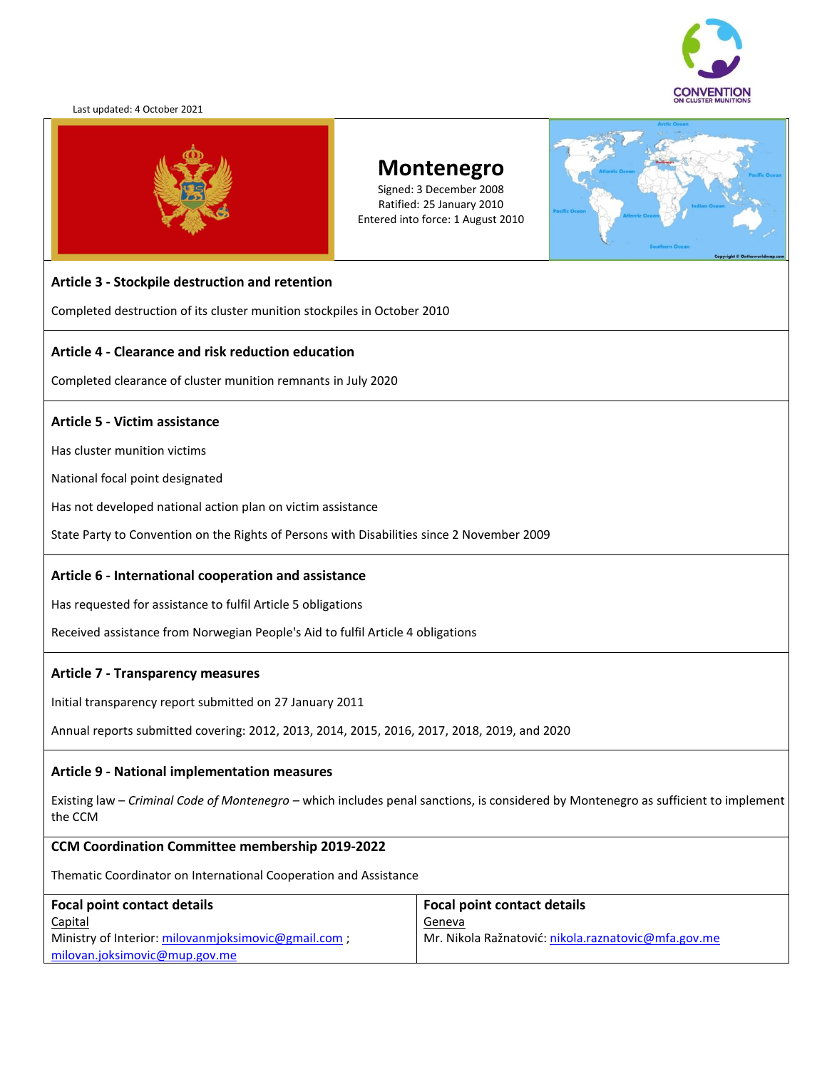Last updated: 4 October 2021

# Montenegro

Signed: 3 December 2008
Ratified: 25 January 2010
Entered into force: 1 August 2010

## Article 3 - Stockpile destruction and retention

Completed destruction of its cluster munition stockpiles in October 2010

## Article 4 - Clearance and risk reduction education

Completed clearance of cluster munition remnants in July 2020

## Article 5 - Victim assistance

Has cluster munition victims

National focal point designated

Has not developed national action plan on victim assistance

State Party to Convention on the Rights of Persons with Disabilities since 2 November 2009

## Article 6 - International cooperation and assistance

Has requested for assistance to fulfil Article 5 obligations

Received assistance from Norwegian People's Aid to fulfil Article 4 obligations

## Article 7 - Transparency measures

Initial transparency report submitted on 27 January 2011

Annual reports submitted covering: 2012, 2013, 2014, 2015, 2016, 2017, 2018, 2019, and 2020

## Article 9 - National implementation measures

Existing law – *Criminal Code of Montenegro* – which includes penal sanctions, is considered by Montenegro as sufficient to implement the CCM

## CCM Coordination Committee membership 2019-2022

Thematic Coordinator on International Cooperation and Assistance

| Focal point contact details | Focal point contact details |
| --- | --- |
| Capital<br>Ministry of Interior: milovanmjoksimovic@gmail.com ; milovan.joksimovic@mup.gov.me | Geneva<br>Mr. Nikola Ražnatović: nikola.raznatovic@mfa.gov.me |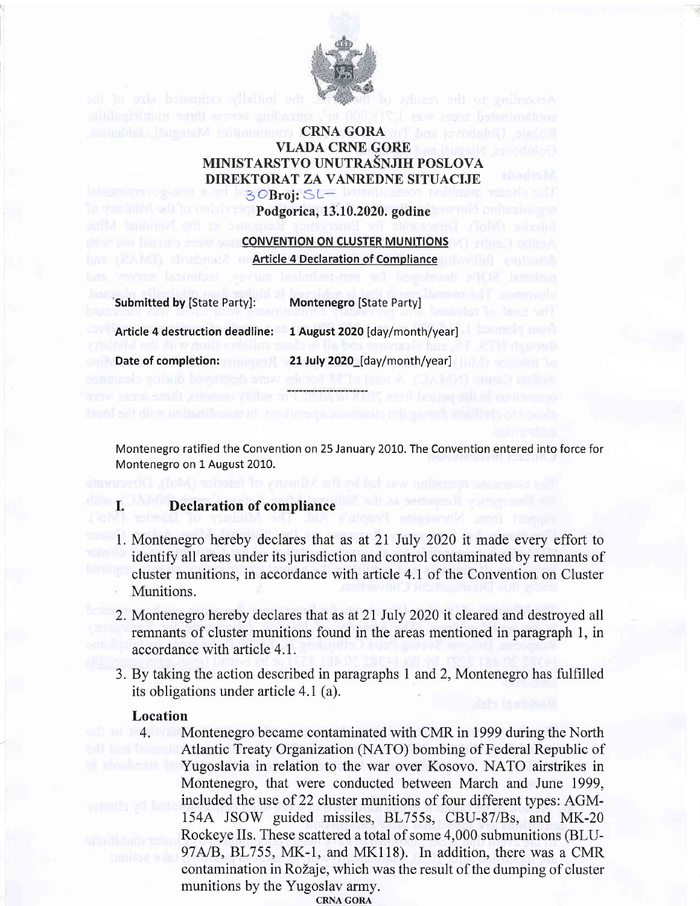# CRNA GORA
## VLADA CRNE GORE
## MINISTARSTVO UNUTRAŠNJIH POSLOVA
## DIREKTORAT ZA VANREDNE SITUACIJE

30 Broj: SL–

Podgorica, 13.10.2020. godine

**CONVENTION ON CLUSTER MUNITIONS**

**Article 4 Declaration of Compliance**

| | |
|---|---|
| **Submitted by** [State Party]: | **Montenegro** [State Party] |
| **Article 4 destruction deadline:** | **1 August 2020** [day/month/year] |
| **Date of completion:** | **21 July 2020**_[day/month/year] |

Montenegro ratified the Convention on 25 January 2010. The Convention entered into force for Montenegro on 1 August 2010.

## I. Declaration of compliance

1. Montenegro hereby declares that as at 21 July 2020 it made every effort to identify all areas under its jurisdiction and control contaminated by remnants of cluster munitions, in accordance with article 4.1 of the Convention on Cluster Munitions.
2. Montenegro hereby declares that as at 21 July 2020 it cleared and destroyed all remnants of cluster munitions found in the areas mentioned in paragraph 1, in accordance with article 4.1.
3. By taking the action described in paragraphs 1 and 2, Montenegro has fulfilled its obligations under article 4.1 (a).

### Location

4. Montenegro became contaminated with CMR in 1999 during the North Atlantic Treaty Organization (NATO) bombing of Federal Republic of Yugoslavia in relation to the war over Kosovo. NATO airstrikes in Montenegro, that were conducted between March and June 1999, included the use of 22 cluster munitions of four different types: AGM-154A JSOW guided missiles, BL755s, CBU-87/Bs, and MK-20 Rockeye IIs. These scattered a total of some 4,000 submunitions (BLU-97A/B, BL755, MK-1, and MK118). In addition, there was a CMR contamination in Rožaje, which was the result of the dumping of cluster munitions by the Yugoslav army.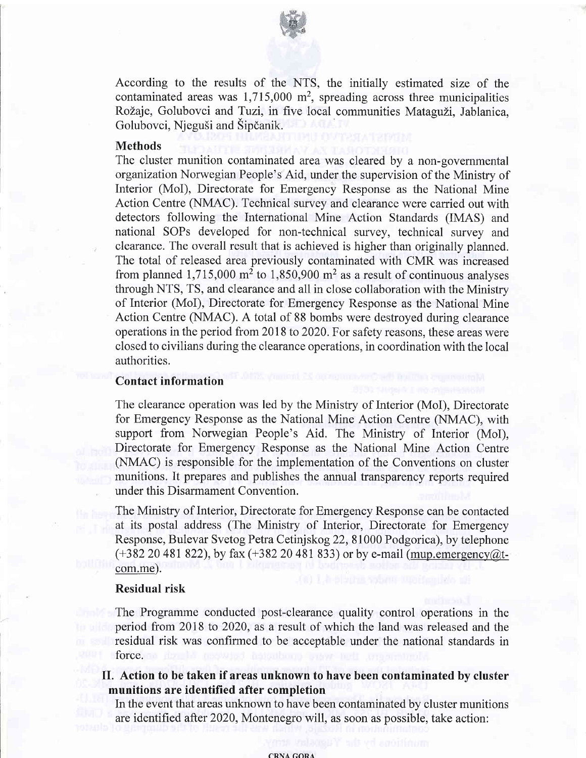According to the results of the NTS, the initially estimated size of the contaminated areas was 1,715,000 m$^2$, spreading across three municipalities Rožaje, Golubovci and Tuzi, in five local communities Mataguži, Jablanica, Golubovci, Njeguši and Šipčanik.

**Methods**

The cluster munition contaminated area was cleared by a non-governmental organization Norwegian People's Aid, under the supervision of the Ministry of Interior (MoI), Directorate for Emergency Response as the National Mine Action Centre (NMAC). Technical survey and clearance were carried out with detectors following the International Mine Action Standards (IMAS) and national SOPs developed for non-technical survey, technical survey and clearance. The overall result that is achieved is higher than originally planned. The total of released area previously contaminated with CMR was increased from planned 1,715,000 m$^2$ to 1,850,900 m$^2$ as a result of continuous analyses through NTS, TS, and clearance and all in close collaboration with the Ministry of Interior (MoI), Directorate for Emergency Response as the National Mine Action Centre (NMAC). A total of 88 bombs were destroyed during clearance operations in the period from 2018 to 2020. For safety reasons, these areas were closed to civilians during the clearance operations, in coordination with the local authorities.

**Contact information**

The clearance operation was led by the Ministry of Interior (MoI), Directorate for Emergency Response as the National Mine Action Centre (NMAC), with support from Norwegian People's Aid. The Ministry of Interior (MoI), Directorate for Emergency Response as the National Mine Action Centre (NMAC) is responsible for the implementation of the Conventions on cluster munitions. It prepares and publishes the annual transparency reports required under this Disarmament Convention.

The Ministry of Interior, Directorate for Emergency Response can be contacted at its postal address (The Ministry of Interior, Directorate for Emergency Response, Bulevar Svetog Petra Cetinjskog 22, 81000 Podgorica), by telephone (+382 20 481 822), by fax (+382 20 481 833) or by e-mail (mup.emergency@t-com.me).

**Residual risk**

The Programme conducted post-clearance quality control operations in the period from 2018 to 2020, as a result of which the land was released and the residual risk was confirmed to be acceptable under the national standards in force.

## II. Action to be taken if areas unknown to have been contaminated by cluster munitions are identified after completion

In the event that areas unknown to have been contaminated by cluster munitions are identified after 2020, Montenegro will, as soon as possible, take action: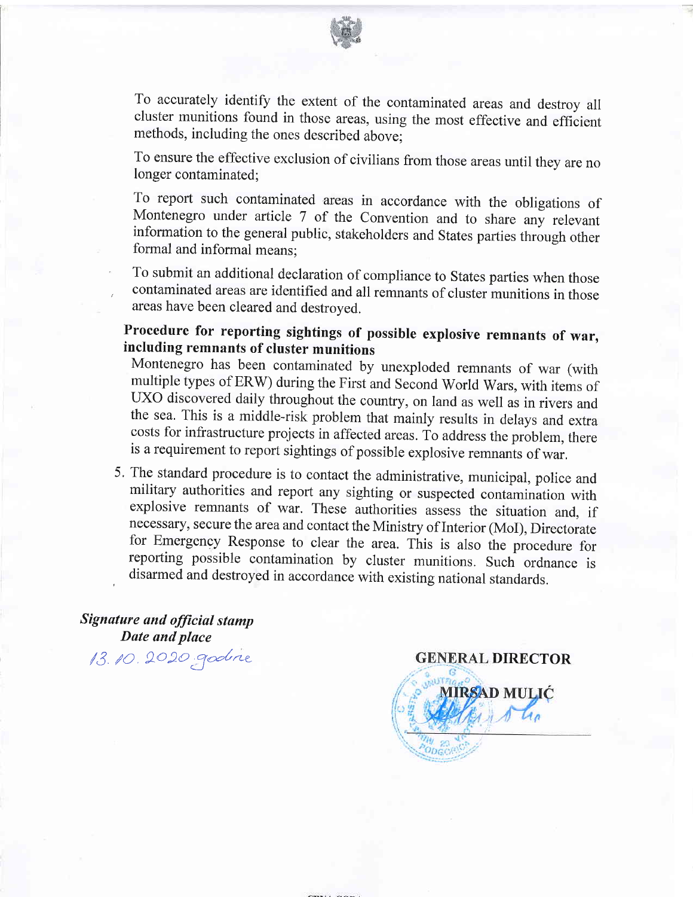To accurately identify the extent of the contaminated areas and destroy all cluster munitions found in those areas, using the most effective and efficient methods, including the ones described above;

To ensure the effective exclusion of civilians from those areas until they are no longer contaminated;

To report such contaminated areas in accordance with the obligations of Montenegro under article 7 of the Convention and to share any relevant information to the general public, stakeholders and States parties through other formal and informal means;

To submit an additional declaration of compliance to States parties when those contaminated areas are identified and all remnants of cluster munitions in those areas have been cleared and destroyed.

**Procedure for reporting sightings of possible explosive remnants of war, including remnants of cluster munitions**

Montenegro has been contaminated by unexploded remnants of war (with multiple types of ERW) during the First and Second World Wars, with items of UXO discovered daily throughout the country, on land as well as in rivers and the sea. This is a middle-risk problem that mainly results in delays and extra costs for infrastructure projects in affected areas. To address the problem, there is a requirement to report sightings of possible explosive remnants of war.

5. The standard procedure is to contact the administrative, municipal, police and military authorities and report any sighting or suspected contamination with explosive remnants of war. These authorities assess the situation and, if necessary, secure the area and contact the Ministry of Interior (MoI), Directorate for Emergency Response to clear the area. This is also the procedure for reporting possible contamination by cluster munitions. Such ordnance is disarmed and destroyed in accordance with existing national standards.

***Signature and official stamp***
***Date and place***

13. 10. 2020.godine

GENERAL DIRECTOR

MIRSAD MULIĆ